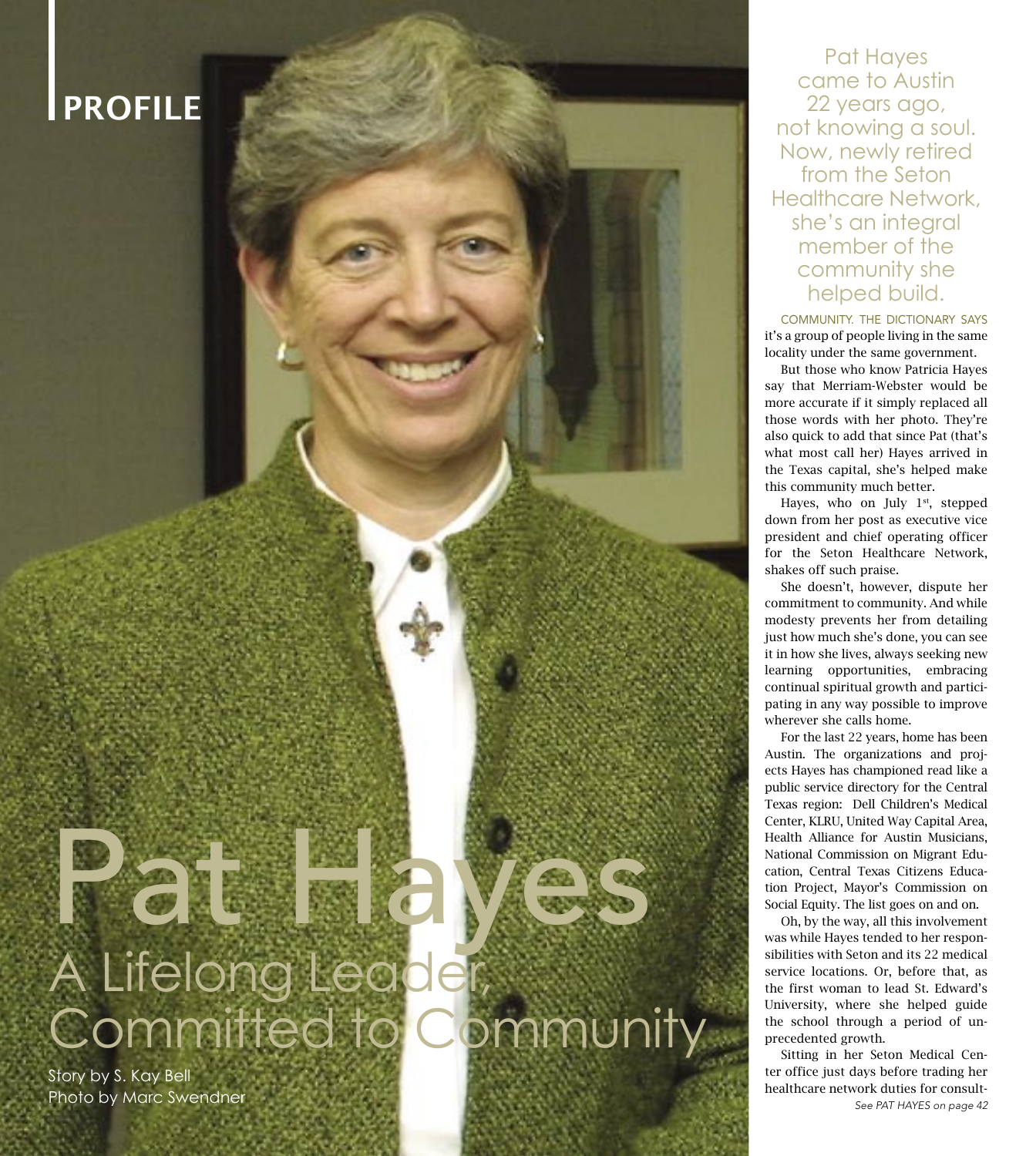PROFILE

# Pat Hayes

## A Lifelong Leader, Committed to Community

Story by S. Kay Bell
Photo by Marc Swendner

Pat Hayes came to Austin 22 years ago, not knowing a soul. Now, newly retired from the Seton Healthcare Network, she's an integral member of the community she helped build.

COMMUNITY. THE DICTIONARY SAYS it's a group of people living in the same locality under the same government.

But those who know Patricia Hayes say that Merriam-Webster would be more accurate if it simply replaced all those words with her photo. They're also quick to add that since Pat (that's what most call her) Hayes arrived in the Texas capital, she's helped make this community much better.

Hayes, who on July 1st, stepped down from her post as executive vice president and chief operating officer for the Seton Healthcare Network, shakes off such praise.

She doesn't, however, dispute her commitment to community. And while modesty prevents her from detailing just how much she's done, you can see it in how she lives, always seeking new learning opportunities, embracing continual spiritual growth and participating in any way possible to improve wherever she calls home.

For the last 22 years, home has been Austin. The organizations and projects Hayes has championed read like a public service directory for the Central Texas region: Dell Children's Medical Center, KLRU, United Way Capital Area, Health Alliance for Austin Musicians, National Commission on Migrant Education, Central Texas Citizens Education Project, Mayor's Commission on Social Equity. The list goes on and on.

Oh, by the way, all this involvement was while Hayes tended to her responsibilities with Seton and its 22 medical service locations. Or, before that, as the first woman to lead St. Edward's University, where she helped guide the school through a period of unprecedented growth.

Sitting in her Seton Medical Center office just days before trading her healthcare network duties for consult-

*See PAT HAYES on page 42*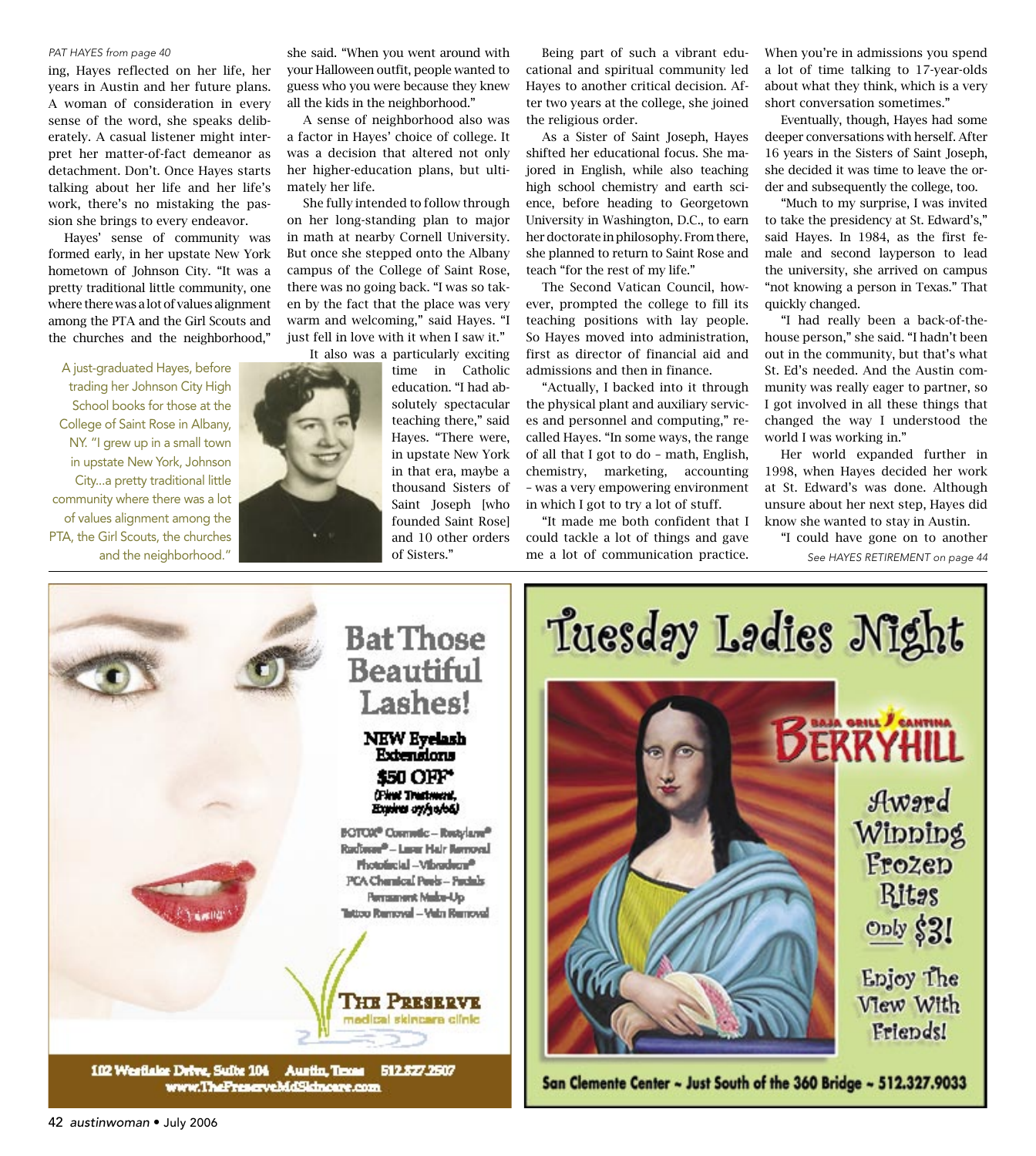*PAT HAYES from page 40*

ing, Hayes reflected on her life, her years in Austin and her future plans. A woman of consideration in every sense of the word, she speaks deliberately. A casual listener might interpret her matter-of-fact demeanor as detachment. Don't. Once Hayes starts talking about her life and her life's work, there's no mistaking the passion she brings to every endeavor.

Hayes' sense of community was formed early, in her upstate New York hometown of Johnson City. "It was a pretty traditional little community, one where there was a lot of values alignment among the PTA and the Girl Scouts and the churches and the neighborhood," she said. "When you went around with your Halloween outfit, people wanted to guess who you were because they knew all the kids in the neighborhood."

A just-graduated Hayes, before trading her Johnson City High School books for those at the College of Saint Rose in Albany, NY. "I grew up in a small town in upstate New York, Johnson City...a pretty traditional little community where there was a lot of values alignment among the PTA, the Girl Scouts, the churches and the neighborhood."

A sense of neighborhood also was a factor in Hayes' choice of college. It was a decision that altered not only her higher-education plans, but ultimately her life.

She fully intended to follow through on her long-standing plan to major in math at nearby Cornell University. But once she stepped onto the Albany campus of the College of Saint Rose, there was no going back. "I was so taken by the fact that the place was very warm and welcoming," said Hayes. "I just fell in love with it when I saw it."

It also was a particularly exciting time in Catholic education. "I had absolutely spectacular teaching there," said Hayes. "There were, in upstate New York in that era, maybe a thousand Sisters of Saint Joseph [who founded Saint Rose] and 10 other orders of Sisters."

Being part of such a vibrant educational and spiritual community led Hayes to another critical decision. After two years at the college, she joined the religious order.

As a Sister of Saint Joseph, Hayes shifted her educational focus. She majored in English, while also teaching high school chemistry and earth science, before heading to Georgetown University in Washington, D.C., to earn her doctorate in philosophy. From there, she planned to return to Saint Rose and teach "for the rest of my life."

The Second Vatican Council, however, prompted the college to fill its teaching positions with lay people. So Hayes moved into administration, first as director of financial aid and admissions and then in finance.

"Actually, I backed into it through the physical plant and auxiliary services and personnel and computing," recalled Hayes. "In some ways, the range of all that I got to do – math, English, chemistry, marketing, accounting – was a very empowering environment in which I got to try a lot of stuff.

"It made me both confident that I could tackle a lot of things and gave me a lot of communication practice. When you're in admissions you spend a lot of time talking to 17-year-olds about what they think, which is a very short conversation sometimes."

Eventually, though, Hayes had some deeper conversations with herself. After 16 years in the Sisters of Saint Joseph, she decided it was time to leave the order and subsequently the college, too.

"Much to my surprise, I was invited to take the presidency at St. Edward's," said Hayes. In 1984, as the first female and second layperson to lead the university, she arrived on campus "not knowing a person in Texas." That quickly changed.

"I had really been a back-of-the-house person," she said. "I hadn't been out in the community, but that's what St. Ed's needed. And the Austin community was really eager to partner, so I got involved in all these things that changed the way I understood the world I was working in."

Her world expanded further in 1998, when Hayes decided her work at St. Edward's was done. Although unsure about her next step, Hayes did know she wanted to stay in Austin.

"I could have gone on to another

*See HAYES RETIREMENT on page 44*

**Bat Those Beautiful Lashes!**

**NEW Eyelash Extensions**

**$50 OFF\***

(First Treatment, Expires 07/31/06)

BOTOX® Cosmetic – Restylane®
Radiesse® – Laser Hair Removal
Photofacial – Vibraderm®
PCA Chemical Peels – Facials
Permanent Make-Up
Tattoo Removal – Vein Removal

**THE PRESERVE** medical skincare clinic

102 Westlake Drive, Suite 104 Austin, Texas 512.327.2507
www.ThePreserveMdSkincare.com

**Tuesday Ladies Night**

BERRYHILL Baja Grill & Cantina

Award Winning Frozen Ritas Only $3!

Enjoy The View With Friends!

San Clemente Center ~ Just South of the 360 Bridge ~ 512.327.9033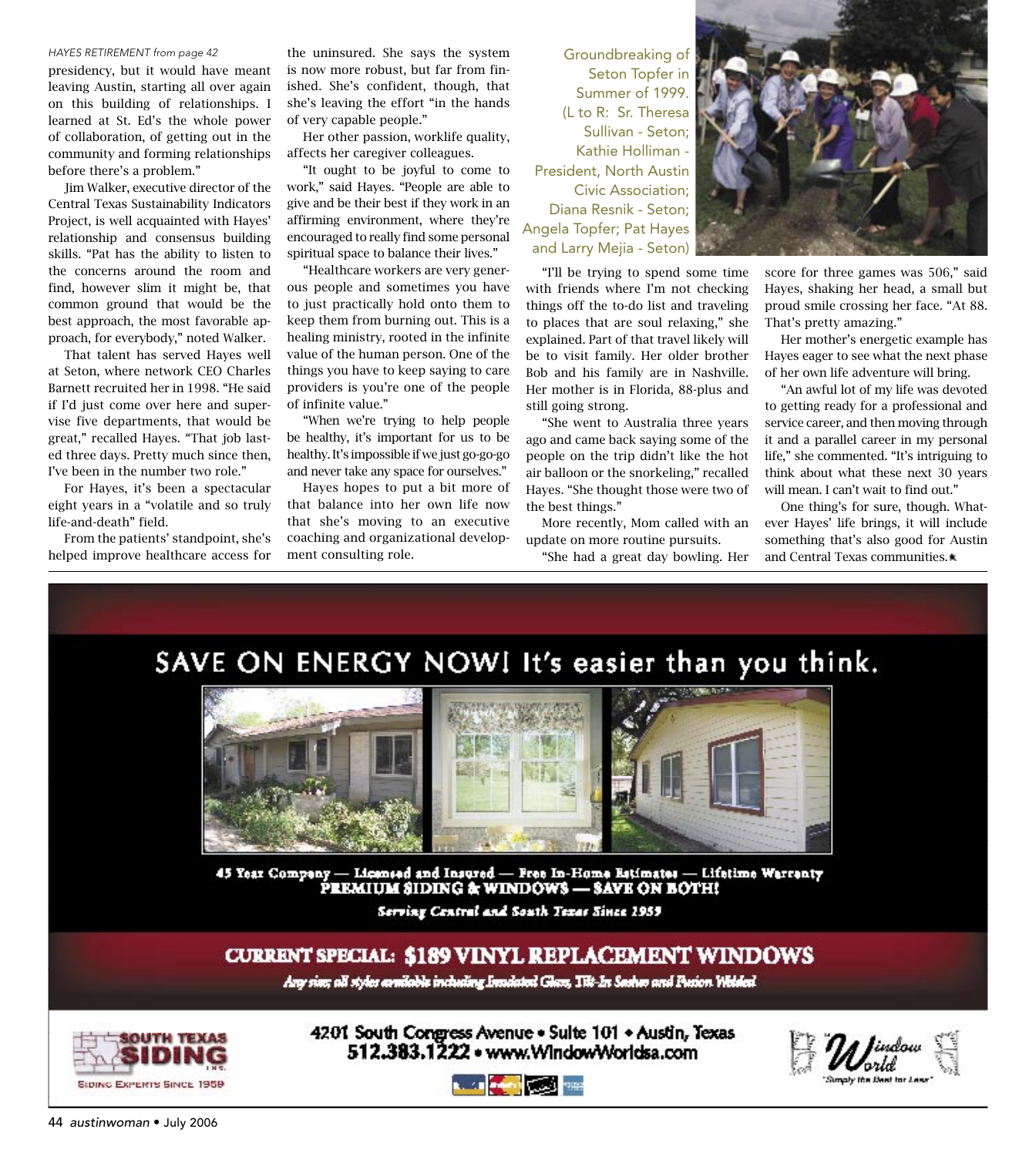*HAYES RETIREMENT from page 42*

presidency, but it would have meant leaving Austin, starting all over again on this building of relationships. I learned at St. Ed's the whole power of collaboration, of getting out in the community and forming relationships before there's a problem."

Jim Walker, executive director of the Central Texas Sustainability Indicators Project, is well acquainted with Hayes' relationship and consensus building skills. "Pat has the ability to listen to the concerns around the room and find, however slim it might be, that common ground that would be the best approach, the most favorable approach, for everybody," noted Walker.

That talent has served Hayes well at Seton, where network CEO Charles Barnett recruited her in 1998. "He said if I'd just come over here and supervise five departments, that would be great," recalled Hayes. "That job lasted three days. Pretty much since then, I've been in the number two role."

For Hayes, it's been a spectacular eight years in a "volatile and so truly life-and-death" field.

From the patients' standpoint, she's helped improve healthcare access for the uninsured. She says the system is now more robust, but far from finished. She's confident, though, that she's leaving the effort "in the hands of very capable people."

Her other passion, worklife quality, affects her caregiver colleagues.

"It ought to be joyful to come to work," said Hayes. "People are able to give and be their best if they work in an affirming environment, where they're encouraged to really find some personal spiritual space to balance their lives."

"Healthcare workers are very generous people and sometimes you have to just practically hold onto them to keep them from burning out. This is a healing ministry, rooted in the infinite value of the human person. One of the things you have to keep saying to care providers is you're one of the people of infinite value."

"When we're trying to help people be healthy, it's important for us to be healthy. It's impossible if we just go-go-go and never take any space for ourselves."

Hayes hopes to put a bit more of that balance into her own life now that she's moving to an executive coaching and organizational development consulting role.

Groundbreaking of Seton Topfer in Summer of 1999. (L to R: Sr. Theresa Sullivan - Seton; Kathie Holliman - President, North Austin Civic Association; Diana Resnik - Seton; Angela Topfer; Pat Hayes and Larry Mejia - Seton)

"I'll be trying to spend some time with friends where I'm not checking things off the to-do list and traveling to places that are soul relaxing," she explained. Part of that travel likely will be to visit family. Her older brother Bob and his family are in Nashville. Her mother is in Florida, 88-plus and still going strong.

"She went to Australia three years ago and came back saying some of the people on the trip didn't like the hot air balloon or the snorkeling," recalled Hayes. "She thought those were two of the best things."

More recently, Mom called with an update on more routine pursuits.

"She had a great day bowling. Her score for three games was 506," said Hayes, shaking her head, a small but proud smile crossing her face. "At 88. That's pretty amazing."

Her mother's energetic example has Hayes eager to see what the next phase of her own life adventure will bring.

"An awful lot of my life was devoted to getting ready for a professional and service career, and then moving through it and a parallel career in my personal life," she commented. "It's intriguing to think about what these next 30 years will mean. I can't wait to find out."

One thing's for sure, though. Whatever Hayes' life brings, it will include something that's also good for Austin and Central Texas communities.

SAVE ON ENERGY NOW! It's easier than you think.

45 Year Company — Licensed and Insured — Free In-Home Estimates — Lifetime Warranty
PREMIUM SIDING & WINDOWS — SAVE ON BOTH!

Serving Central and South Texas Since 1959

CURRENT SPECIAL: $189 VINYL REPLACEMENT WINDOWS

Any size; all styles available including Insulated Glass, Tilt-In Sashes and Fusion Welded

SOUTH TEXAS SIDING INC. Siding Experts Since 1959

4201 South Congress Avenue • Suite 101 • Austin, Texas
512.383.1222 • www.WindowWorldsa.com

Window World "Simply the Best for Less"